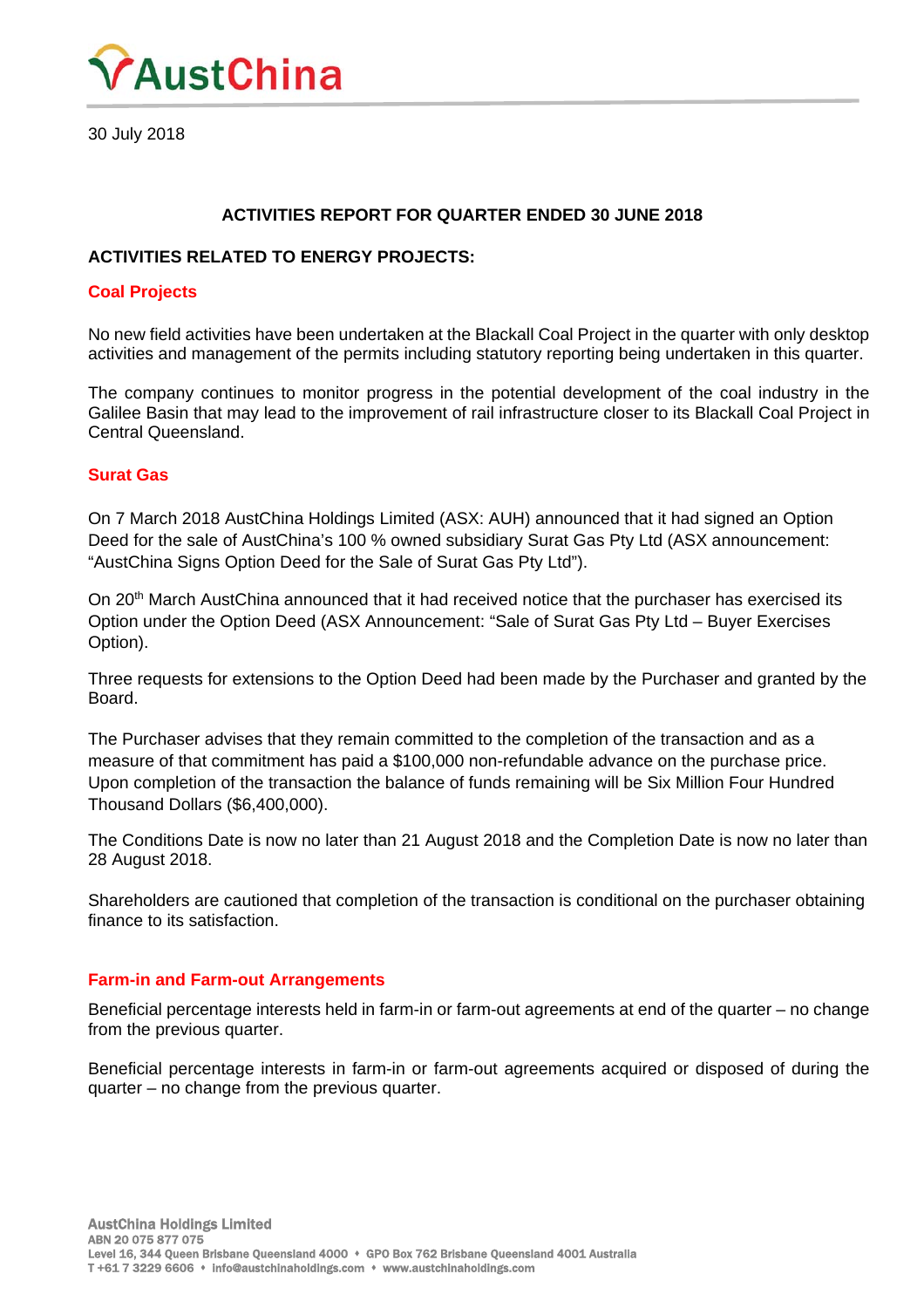# AustChina

30 July 2018

## ACTIVITIES REPORT FOR QUARTER ENDED 30 JUNE 2018

### ACTIVITIES RELATED TO ENERGY PROJECTS:

#### Coal Projects

No new field activities have been undertaken at the Blackall Coal Project in the quarter with only desktop activities and management of the permits including statutory reporting being undertaken in this quarter.

The company continues to monitor progress in the potential development of the coal industry in the Galilee Basin that may lead to the improvement of rail infrastructure closer to its Blackall Coal Project in Central Queensland.

#### Surat Gas

On 7 March 2018 AustChina Holdings Limited (ASX: AUH) announced that it had signed an Option Deed for the sale of AustChina's 100 % owned subsidiary Surat Gas Pty Ltd (ASX announcement: "AustChina Signs Option Deed for the Sale of Surat Gas Pty Ltd").

On 20th March AustChina announced that it had received notice that the purchaser has exercised its Option under the Option Deed (ASX Announcement: "Sale of Surat Gas Pty Ltd – Buyer Exercises Option).

Three requests for extensions to the Option Deed had been made by the Purchaser and granted by the Board.

The Purchaser advises that they remain committed to the completion of the transaction and as a measure of that commitment has paid a $100,000 non-refundable advance on the purchase price. Upon completion of the transaction the balance of funds remaining will be Six Million Four Hundred Thousand Dollars ($6,400,000).

The Conditions Date is now no later than 21 August 2018 and the Completion Date is now no later than 28 August 2018.

Shareholders are cautioned that completion of the transaction is conditional on the purchaser obtaining finance to its satisfaction.

#### Farm-in and Farm-out Arrangements

Beneficial percentage interests held in farm-in or farm-out agreements at end of the quarter – no change from the previous quarter.

Beneficial percentage interests in farm-in or farm-out agreements acquired or disposed of during the quarter – no change from the previous quarter.

AustChina Holdings Limited
ABN 20 075 877 075
Level 16, 344 Queen Brisbane Queensland 4000 • GPO Box 762 Brisbane Queensland 4001 Australia
T +61 7 3229 6606 • info@austchinaholdings.com • www.austchinaholdings.com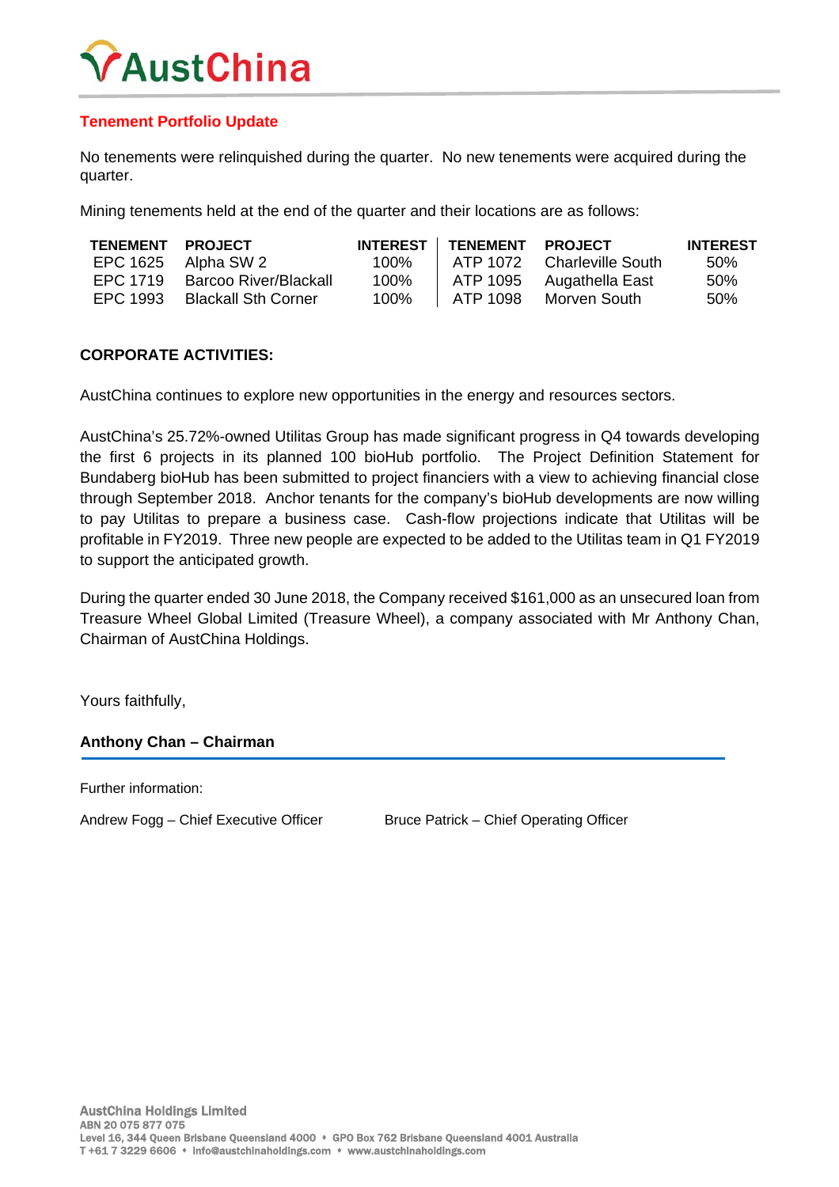AustChina

## Tenement Portfolio Update

No tenements were relinquished during the quarter. No new tenements were acquired during the quarter.

Mining tenements held at the end of the quarter and their locations are as follows:

| TENEMENT | PROJECT | INTEREST | TENEMENT | PROJECT | INTEREST |
|---|---|---|---|---|---|
| EPC 1625 | Alpha SW 2 | 100% | ATP 1072 | Charleville South | 50% |
| EPC 1719 | Barcoo River/Blackall | 100% | ATP 1095 | Augathella East | 50% |
| EPC 1993 | Blackall Sth Corner | 100% | ATP 1098 | Morven South | 50% |

**CORPORATE ACTIVITIES:**

AustChina continues to explore new opportunities in the energy and resources sectors.

AustChina's 25.72%-owned Utilitas Group has made significant progress in Q4 towards developing the first 6 projects in its planned 100 bioHub portfolio. The Project Definition Statement for Bundaberg bioHub has been submitted to project financiers with a view to achieving financial close through September 2018. Anchor tenants for the company's bioHub developments are now willing to pay Utilitas to prepare a business case. Cash-flow projections indicate that Utilitas will be profitable in FY2019. Three new people are expected to be added to the Utilitas team in Q1 FY2019 to support the anticipated growth.

During the quarter ended 30 June 2018, the Company received $161,000 as an unsecured loan from Treasure Wheel Global Limited (Treasure Wheel), a company associated with Mr Anthony Chan, Chairman of AustChina Holdings.

Yours faithfully,

**Anthony Chan – Chairman**

Further information:

Andrew Fogg – Chief Executive Officer

Bruce Patrick – Chief Operating Officer

AustChina Holdings Limited
ABN 20 075 877 075
Level 16, 344 Queen Brisbane Queensland 4000 • GPO Box 762 Brisbane Queensland 4001 Australia
T +61 7 3229 6606 • info@austchinaholdings.com • www.austchinaholdings.com